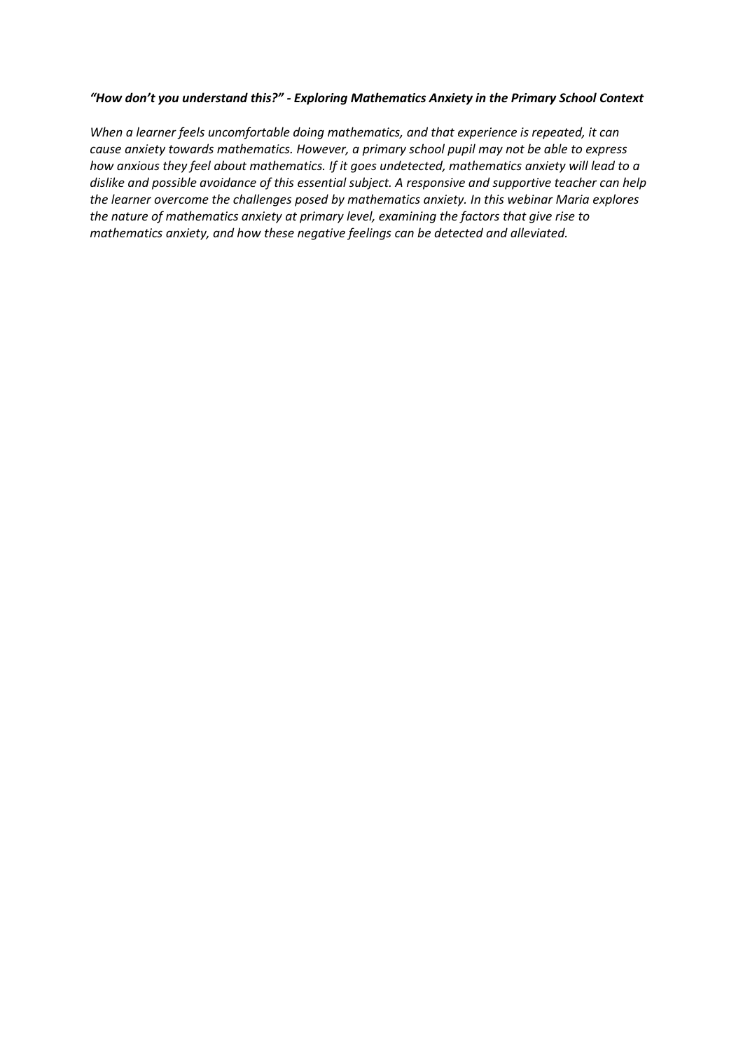***"How don't you understand this?" - Exploring Mathematics Anxiety in the Primary School Context***

*When a learner feels uncomfortable doing mathematics, and that experience is repeated, it can cause anxiety towards mathematics. However, a primary school pupil may not be able to express how anxious they feel about mathematics. If it goes undetected, mathematics anxiety will lead to a dislike and possible avoidance of this essential subject. A responsive and supportive teacher can help the learner overcome the challenges posed by mathematics anxiety. In this webinar Maria explores the nature of mathematics anxiety at primary level, examining the factors that give rise to mathematics anxiety, and how these negative feelings can be detected and alleviated.*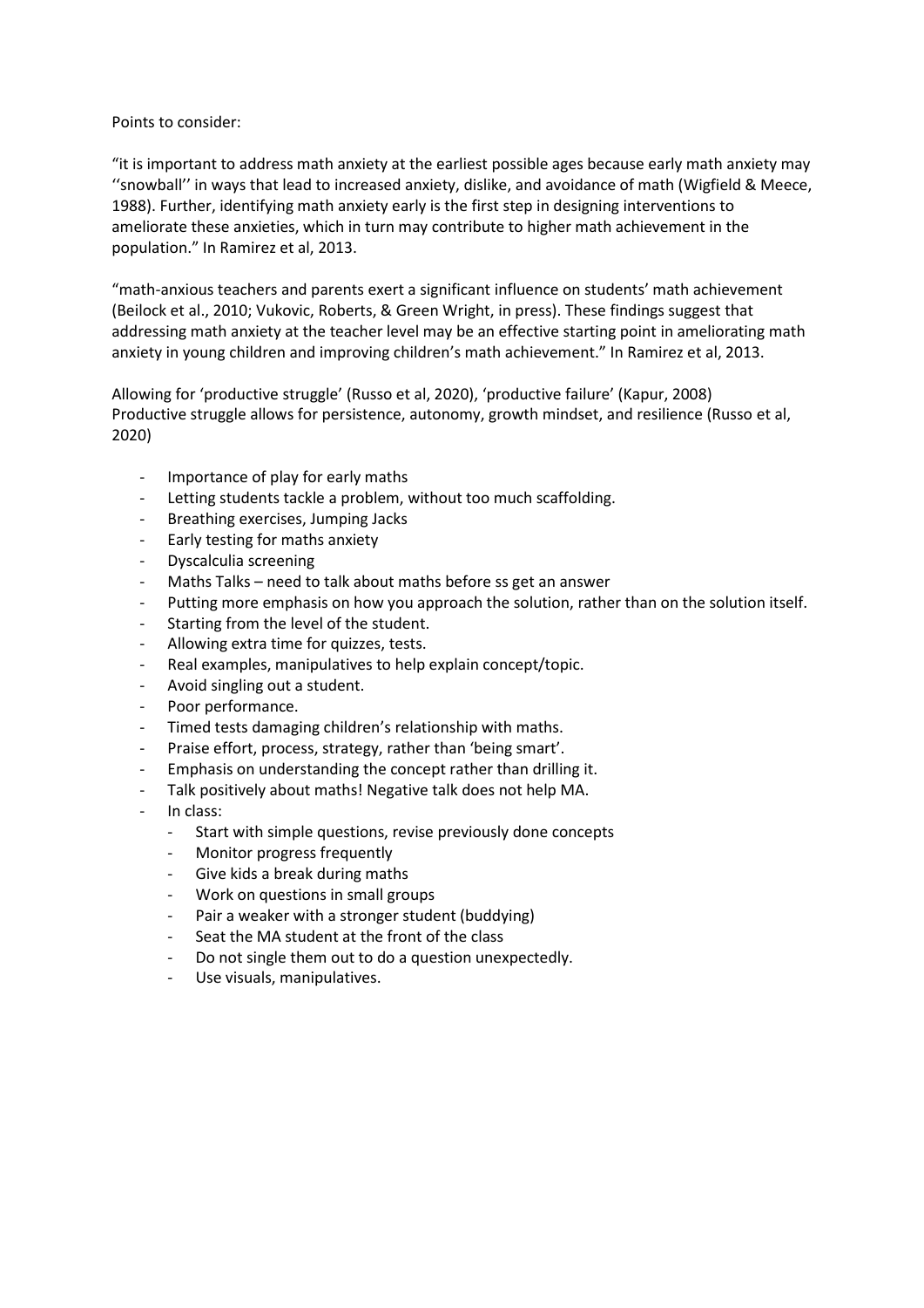Points to consider:

"it is important to address math anxiety at the earliest possible ages because early math anxiety may ''snowball'' in ways that lead to increased anxiety, dislike, and avoidance of math (Wigfield & Meece, 1988). Further, identifying math anxiety early is the first step in designing interventions to ameliorate these anxieties, which in turn may contribute to higher math achievement in the population." In Ramirez et al, 2013.

"math-anxious teachers and parents exert a significant influence on students' math achievement (Beilock et al., 2010; Vukovic, Roberts, & Green Wright, in press). These findings suggest that addressing math anxiety at the teacher level may be an effective starting point in ameliorating math anxiety in young children and improving children's math achievement." In Ramirez et al, 2013.

Allowing for 'productive struggle' (Russo et al, 2020), 'productive failure' (Kapur, 2008)
Productive struggle allows for persistence, autonomy, growth mindset, and resilience (Russo et al, 2020)

- Importance of play for early maths
- Letting students tackle a problem, without too much scaffolding.
- Breathing exercises, Jumping Jacks
- Early testing for maths anxiety
- Dyscalculia screening
- Maths Talks – need to talk about maths before ss get an answer
- Putting more emphasis on how you approach the solution, rather than on the solution itself.
- Starting from the level of the student.
- Allowing extra time for quizzes, tests.
- Real examples, manipulatives to help explain concept/topic.
- Avoid singling out a student.
- Poor performance.
- Timed tests damaging children's relationship with maths.
- Praise effort, process, strategy, rather than 'being smart'.
- Emphasis on understanding the concept rather than drilling it.
- Talk positively about maths! Negative talk does not help MA.
- In class:
    - Start with simple questions, revise previously done concepts
    - Monitor progress frequently
    - Give kids a break during maths
    - Work on questions in small groups
    - Pair a weaker with a stronger student (buddying)
    - Seat the MA student at the front of the class
    - Do not single them out to do a question unexpectedly.
    - Use visuals, manipulatives.